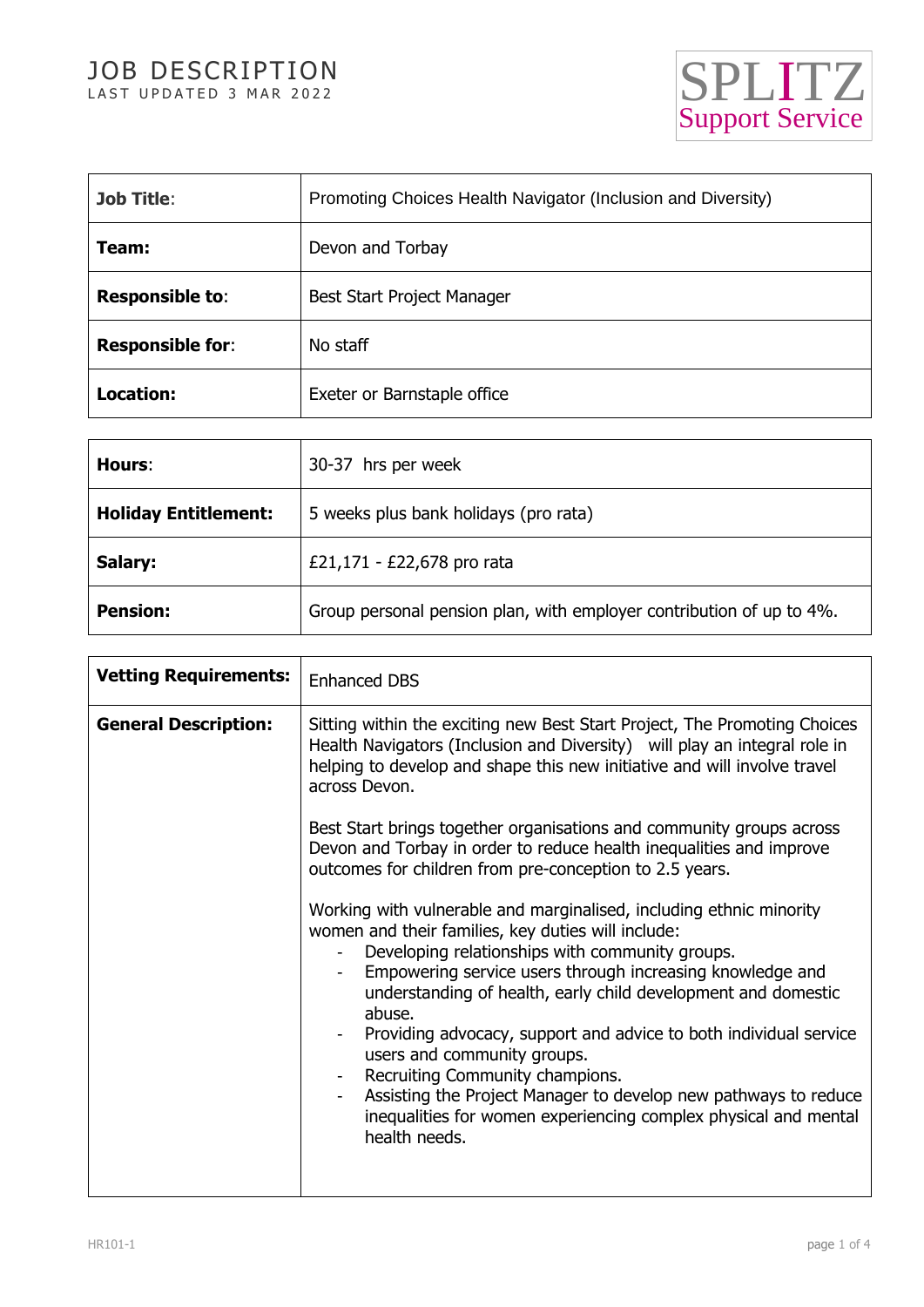# JOB DESCRIPTION

LAST UPDATED 3 MAR 2022

SPLITZ Support Service

| | |
|---|---|
| **Job Title**: | Promoting Choices Health Navigator (Inclusion and Diversity) |
| **Team:** | Devon and Torbay |
| **Responsible to**: | Best Start Project Manager |
| **Responsible for**: | No staff |
| **Location:** | Exeter or Barnstaple office |

| | |
|---|---|
| **Hours**: | 30-37 hrs per week |
| **Holiday Entitlement:** | 5 weeks plus bank holidays (pro rata) |
| **Salary:** | £21,171 - £22,678 pro rata |
| **Pension:** | Group personal pension plan, with employer contribution of up to 4%. |

| | |
|---|---|
| **Vetting Requirements:** | Enhanced DBS |
| **General Description:** | Sitting within the exciting new Best Start Project, The Promoting Choices Health Navigators (Inclusion and Diversity) will play an integral role in helping to develop and shape this new initiative and will involve travel across Devon.<br><br>Best Start brings together organisations and community groups across Devon and Torbay in order to reduce health inequalities and improve outcomes for children from pre-conception to 2.5 years.<br><br>Working with vulnerable and marginalised, including ethnic minority women and their families, key duties will include:<br>- Developing relationships with community groups.<br>- Empowering service users through increasing knowledge and understanding of health, early child development and domestic abuse.<br>- Providing advocacy, support and advice to both individual service users and community groups.<br>- Recruiting Community champions.<br>- Assisting the Project Manager to develop new pathways to reduce inequalities for women experiencing complex physical and mental health needs. |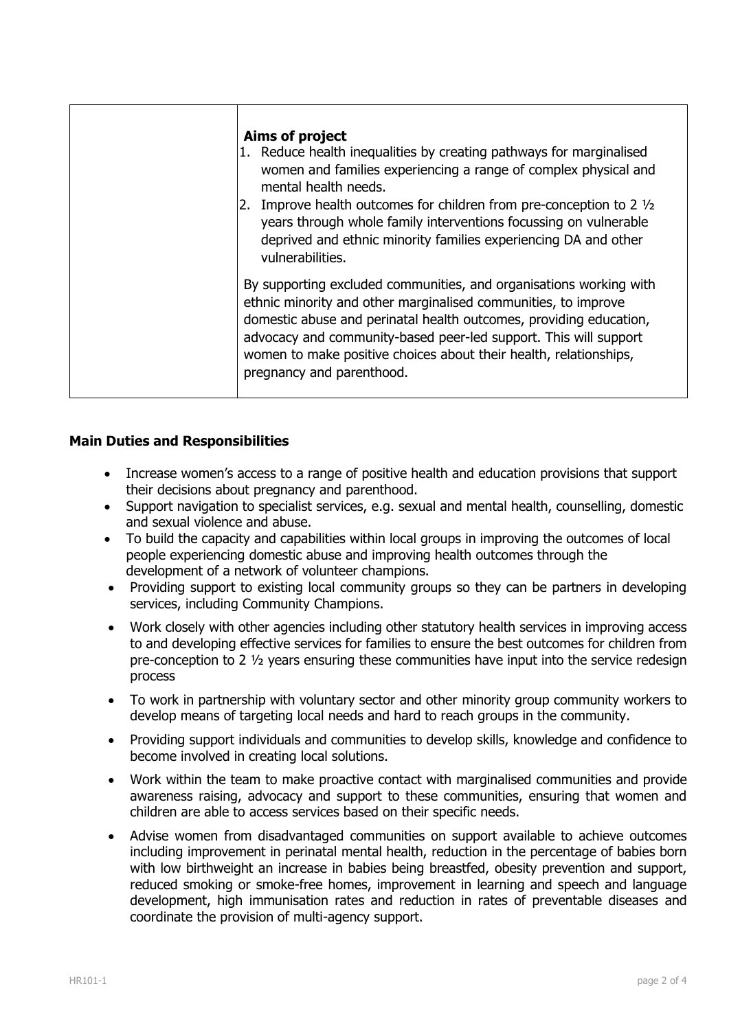|  | **Aims of project**<br>1. Reduce health inequalities by creating pathways for marginalised women and families experiencing a range of complex physical and mental health needs.<br>2. Improve health outcomes for children from pre-conception to 2 ½ years through whole family interventions focussing on vulnerable deprived and ethnic minority families experiencing DA and other vulnerabilities.<br><br>By supporting excluded communities, and organisations working with ethnic minority and other marginalised communities, to improve domestic abuse and perinatal health outcomes, providing education, advocacy and community-based peer-led support. This will support women to make positive choices about their health, relationships, pregnancy and parenthood. |
|---|---|

**Main Duties and Responsibilities**

- Increase women's access to a range of positive health and education provisions that support their decisions about pregnancy and parenthood.
- Support navigation to specialist services, e.g. sexual and mental health, counselling, domestic and sexual violence and abuse.
- To build the capacity and capabilities within local groups in improving the outcomes of local people experiencing domestic abuse and improving health outcomes through the development of a network of volunteer champions.
- Providing support to existing local community groups so they can be partners in developing services, including Community Champions.
- Work closely with other agencies including other statutory health services in improving access to and developing effective services for families to ensure the best outcomes for children from pre-conception to 2 ½ years ensuring these communities have input into the service redesign process
- To work in partnership with voluntary sector and other minority group community workers to develop means of targeting local needs and hard to reach groups in the community.
- Providing support individuals and communities to develop skills, knowledge and confidence to become involved in creating local solutions.
- Work within the team to make proactive contact with marginalised communities and provide awareness raising, advocacy and support to these communities, ensuring that women and children are able to access services based on their specific needs.
- Advise women from disadvantaged communities on support available to achieve outcomes including improvement in perinatal mental health, reduction in the percentage of babies born with low birthweight an increase in babies being breastfed, obesity prevention and support, reduced smoking or smoke-free homes, improvement in learning and speech and language development, high immunisation rates and reduction in rates of preventable diseases and coordinate the provision of multi-agency support.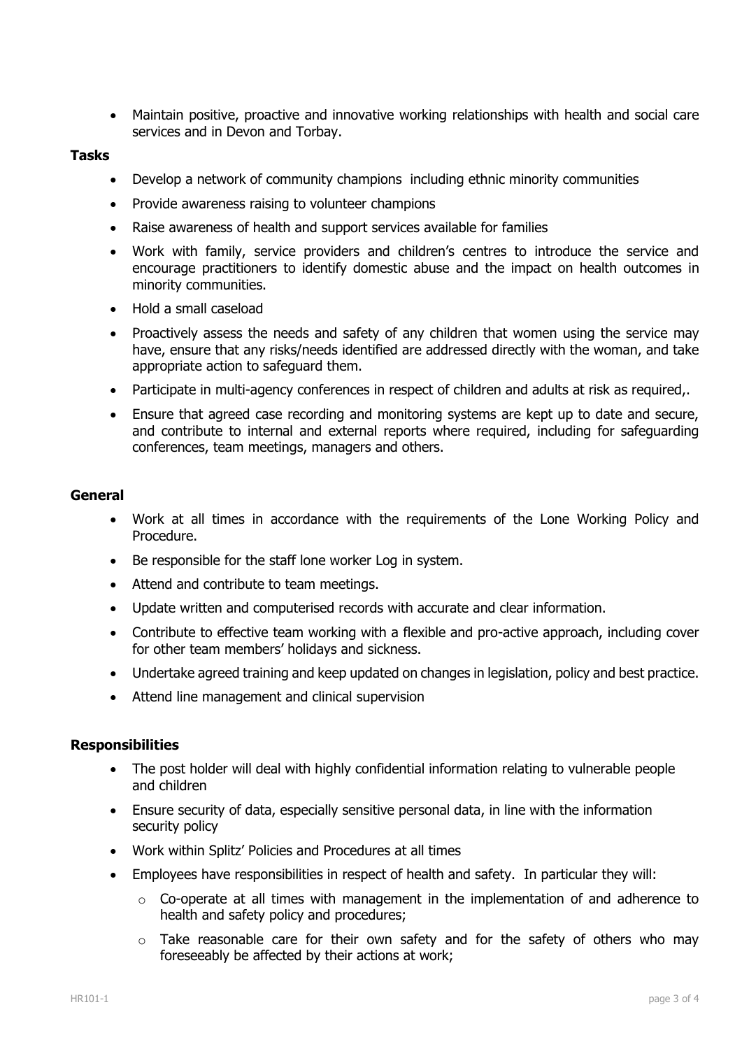- Maintain positive, proactive and innovative working relationships with health and social care services and in Devon and Torbay.

**Tasks**

- Develop a network of community champions including ethnic minority communities
- Provide awareness raising to volunteer champions
- Raise awareness of health and support services available for families
- Work with family, service providers and children's centres to introduce the service and encourage practitioners to identify domestic abuse and the impact on health outcomes in minority communities.
- Hold a small caseload
- Proactively assess the needs and safety of any children that women using the service may have, ensure that any risks/needs identified are addressed directly with the woman, and take appropriate action to safeguard them.
- Participate in multi-agency conferences in respect of children and adults at risk as required,.
- Ensure that agreed case recording and monitoring systems are kept up to date and secure, and contribute to internal and external reports where required, including for safeguarding conferences, team meetings, managers and others.

**General**

- Work at all times in accordance with the requirements of the Lone Working Policy and Procedure.
- Be responsible for the staff lone worker Log in system.
- Attend and contribute to team meetings.
- Update written and computerised records with accurate and clear information.
- Contribute to effective team working with a flexible and pro-active approach, including cover for other team members' holidays and sickness.
- Undertake agreed training and keep updated on changes in legislation, policy and best practice.
- Attend line management and clinical supervision

**Responsibilities**

- The post holder will deal with highly confidential information relating to vulnerable people and children
- Ensure security of data, especially sensitive personal data, in line with the information security policy
- Work within Splitz' Policies and Procedures at all times
- Employees have responsibilities in respect of health and safety. In particular they will:
  - Co-operate at all times with management in the implementation of and adherence to health and safety policy and procedures;
  - Take reasonable care for their own safety and for the safety of others who may foreseeably be affected by their actions at work;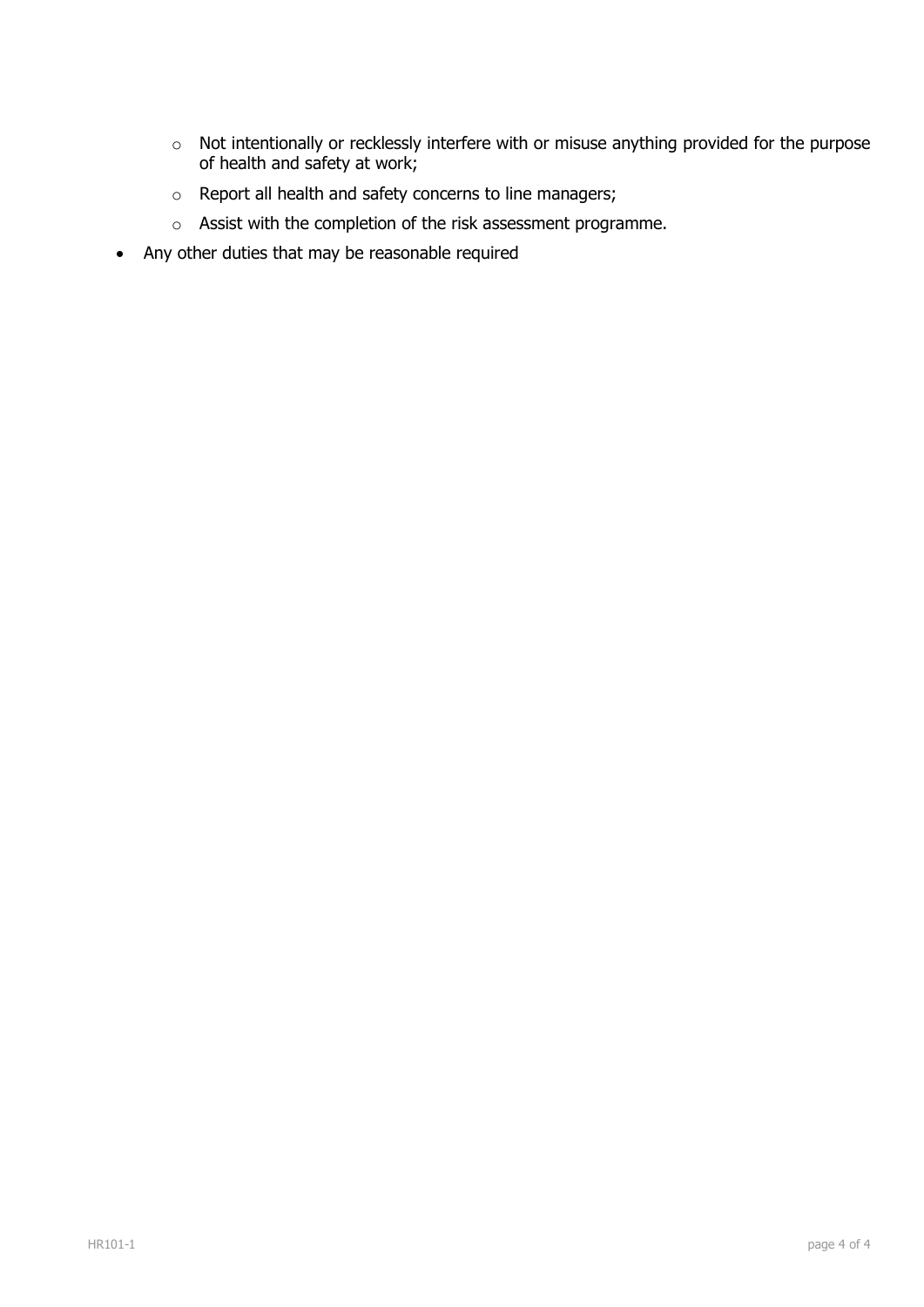- Not intentionally or recklessly interfere with or misuse anything provided for the purpose of health and safety at work;
  - Report all health and safety concerns to line managers;
  - Assist with the completion of the risk assessment programme.
- Any other duties that may be reasonable required